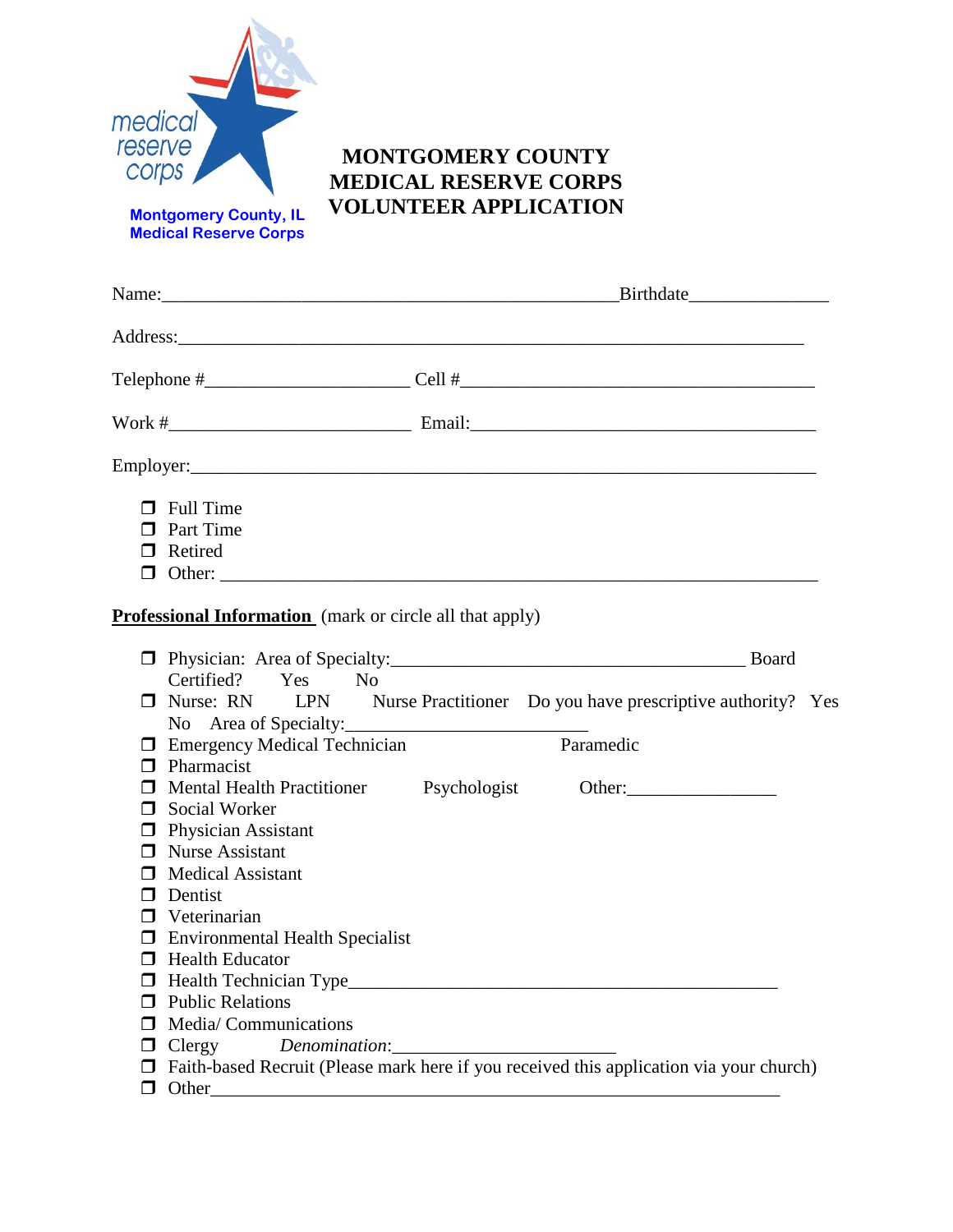medical reserve corps

Montgomery County, IL
Medical Reserve Corps

# MONTGOMERY COUNTY MEDICAL RESERVE CORPS VOLUNTEER APPLICATION

Name:\_\_\_\_\_\_\_\_\_\_\_\_\_\_\_\_\_\_\_\_\_\_\_\_\_\_\_\_\_\_\_\_\_\_\_\_\_\_\_\_\_\_\_\_\_\_\_\_Birthdate\_\_\_\_\_\_\_\_\_\_\_\_\_\_\_

Address:\_\_\_\_\_\_\_\_\_\_\_\_\_\_\_\_\_\_\_\_\_\_\_\_\_\_\_\_\_\_\_\_\_\_\_\_\_\_\_\_\_\_\_\_\_\_\_\_\_\_\_\_\_\_\_\_\_\_\_\_\_\_\_\_\_\_

Telephone #\_\_\_\_\_\_\_\_\_\_\_\_\_\_\_\_\_\_\_\_\_\_ Cell #\_\_\_\_\_\_\_\_\_\_\_\_\_\_\_\_\_\_\_\_\_\_\_\_\_\_\_\_\_\_\_\_\_\_\_\_\_\_

Work #\_\_\_\_\_\_\_\_\_\_\_\_\_\_\_\_\_\_\_\_\_\_\_\_\_\_ Email:\_\_\_\_\_\_\_\_\_\_\_\_\_\_\_\_\_\_\_\_\_\_\_\_\_\_\_\_\_\_\_\_\_\_\_\_\_\_

Employer:\_\_\_\_\_\_\_\_\_\_\_\_\_\_\_\_\_\_\_\_\_\_\_\_\_\_\_\_\_\_\_\_\_\_\_\_\_\_\_\_\_\_\_\_\_\_\_\_\_\_\_\_\_\_\_\_\_\_\_\_\_\_\_\_\_\_

- ❒ Full Time
- ❒ Part Time
- ❒ Retired
- ❒ Other: \_\_\_\_\_\_\_\_\_\_\_\_\_\_\_\_\_\_\_\_\_\_\_\_\_\_\_\_\_\_\_\_\_\_\_\_\_\_\_\_\_\_\_\_\_\_\_\_\_\_\_\_\_\_\_\_\_\_\_\_\_\_\_

**Professional Information** (mark or circle all that apply)

- ❒ Physician: Area of Specialty:\_\_\_\_\_\_\_\_\_\_\_\_\_\_\_\_\_\_\_\_\_\_\_\_\_\_\_\_\_\_\_\_\_\_\_\_\_\_ Board Certified? Yes No
- ❒ Nurse: RN LPN Nurse Practitioner Do you have prescriptive authority? Yes No Area of Specialty:\_\_\_\_\_\_\_\_\_\_\_\_\_\_\_\_\_\_\_\_\_\_\_\_\_\_
- ❒ Emergency Medical Technician Paramedic
- ❒ Pharmacist
- ❒ Mental Health Practitioner Psychologist Other:\_\_\_\_\_\_\_\_\_\_\_\_\_\_\_\_
- ❒ Social Worker
- ❒ Physician Assistant
- ❒ Nurse Assistant
- ❒ Medical Assistant
- ❒ Dentist
- ❒ Veterinarian
- ❒ Environmental Health Specialist
- ❒ Health Educator
- ❒ Health Technician Type\_\_\_\_\_\_\_\_\_\_\_\_\_\_\_\_\_\_\_\_\_\_\_\_\_\_\_\_\_\_\_\_\_\_\_\_\_\_\_\_\_\_\_\_\_\_
- ❒ Public Relations
- ❒ Media/ Communications
- ❒ Clergy *Denomination*:\_\_\_\_\_\_\_\_\_\_\_\_\_\_\_\_\_\_\_\_\_\_\_\_\_
- ❒ Faith-based Recruit (Please mark here if you received this application via your church)
- ❒ Other\_\_\_\_\_\_\_\_\_\_\_\_\_\_\_\_\_\_\_\_\_\_\_\_\_\_\_\_\_\_\_\_\_\_\_\_\_\_\_\_\_\_\_\_\_\_\_\_\_\_\_\_\_\_\_\_\_\_\_\_\_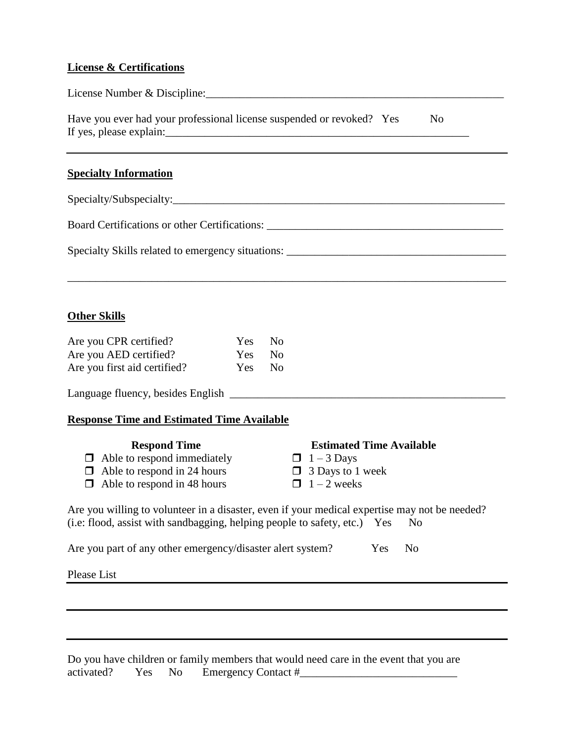**License & Certifications**

License Number & Discipline:_______________________________________________________

Have you ever had your professional license suspended or revoked? Yes No

If yes, please explain:____________________________________________________

---

**Specialty Information**

Specialty/Subspecialty:__________________________________________________________

Board Certifications or other Certifications: _____________________________________

Specialty Skills related to emergency situations: __________________________________

_______________________________________________________________________________

**Other Skills**

Are you CPR certified? Yes No

Are you AED certified? Yes No

Are you first aid certified? Yes No

Language fluency, besides English _____________________________________________

**Response Time and Estimated Time Available**

| Respond Time | Estimated Time Available |
|---|---|
| ❒ Able to respond immediately | ❒ 1 – 3 Days |
| ❒ Able to respond in 24 hours | ❒ 3 Days to 1 week |
| ❒ Able to respond in 48 hours | ❒ 1 – 2 weeks |

Are you willing to volunteer in a disaster, even if your medical expertise may not be needed? (i.e: flood, assist with sandbagging, helping people to safety, etc.) Yes No

Are you part of any other emergency/disaster alert system? Yes No

Please List

---

---

---

Do you have children or family members that would need care in the event that you are activated? Yes No Emergency Contact #___________________________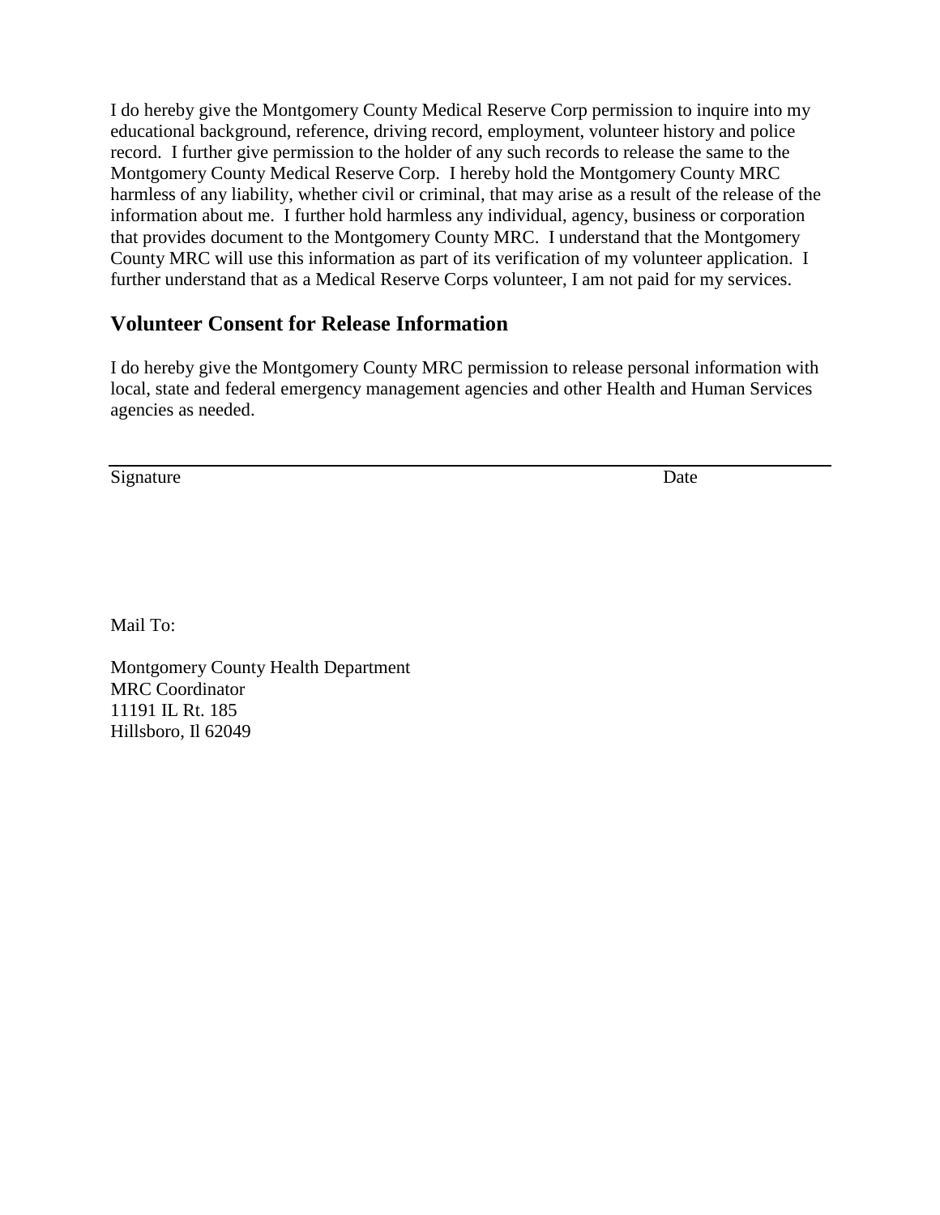I do hereby give the Montgomery County Medical Reserve Corp permission to inquire into my educational background, reference, driving record, employment, volunteer history and police record. I further give permission to the holder of any such records to release the same to the Montgomery County Medical Reserve Corp. I hereby hold the Montgomery County MRC harmless of any liability, whether civil or criminal, that may arise as a result of the release of the information about me. I further hold harmless any individual, agency, business or corporation that provides document to the Montgomery County MRC. I understand that the Montgomery County MRC will use this information as part of its verification of my volunteer application. I further understand that as a Medical Reserve Corps volunteer, I am not paid for my services.

## Volunteer Consent for Release Information

I do hereby give the Montgomery County MRC permission to release personal information with local, state and federal emergency management agencies and other Health and Human Services agencies as needed.

\_\_\_\_\_\_\_\_\_\_\_\_\_\_\_\_\_\_\_\_\_\_\_\_\_\_\_\_\_\_\_\_\_\_\_\_\_\_\_\_\_\_\_\_\_\_\_\_\_\_\_\_\_\_\_\_\_\_\_\_

Signature                                                                                                    Date

Mail To:

Montgomery County Health Department
MRC Coordinator
11191 IL Rt. 185
Hillsboro, Il 62049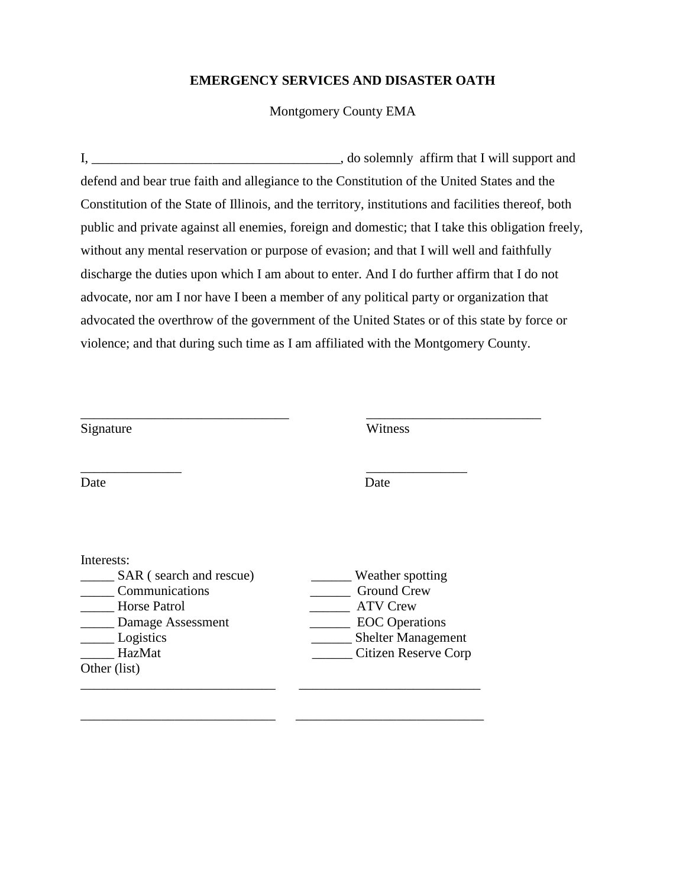**EMERGENCY SERVICES AND DISASTER OATH**

Montgomery County EMA

I, _____________________________________, do solemnly affirm that I will support and defend and bear true faith and allegiance to the Constitution of the United States and the Constitution of the State of Illinois, and the territory, institutions and facilities thereof, both public and private against all enemies, foreign and domestic; that I take this obligation freely, without any mental reservation or purpose of evasion; and that I will well and faithfully discharge the duties upon which I am about to enter. And I do further affirm that I do not advocate, nor am I nor have I been a member of any political party or organization that advocated the overthrow of the government of the United States or of this state by force or violence; and that during such time as I am affiliated with the Montgomery County.

_______________________________ Signature

__________________________ Witness

_______________ Date

_______________ Date

Interests:

_____ SAR ( search and rescue)
_____ Communications
_____ Horse Patrol
_____ Damage Assessment
_____ Logistics
_____ HazMat
______ Weather spotting
______ Ground Crew
______ ATV Crew
______ EOC Operations
______ Shelter Management
______ Citizen Reserve Corp

Other (list)

_____________________________ ___________________________

_____________________________ ____________________________